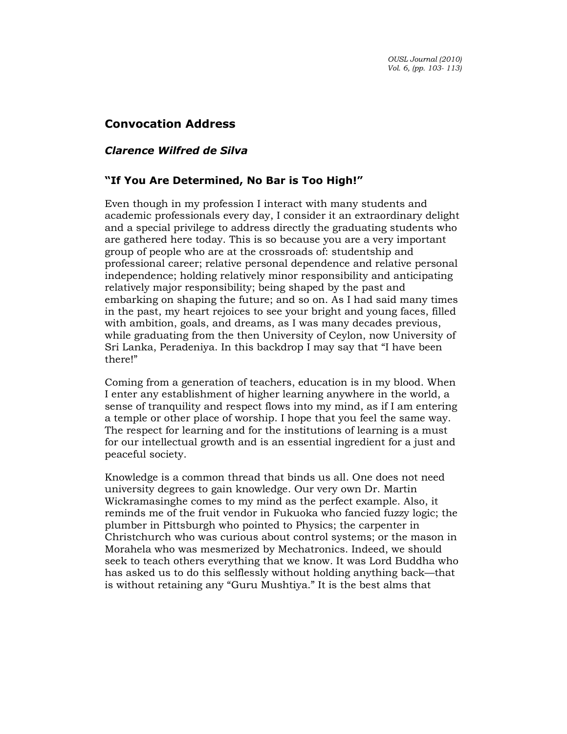# Convocation Address

## *Clarence Wilfred de Silva*

### "If You Are Determined, No Bar is Too High!"

Even though in my profession I interact with many students and academic professionals every day, I consider it an extraordinary delight and a special privilege to address directly the graduating students who are gathered here today. This is so because you are a very important group of people who are at the crossroads of: studentship and professional career; relative personal dependence and relative personal independence; holding relatively minor responsibility and anticipating relatively major responsibility; being shaped by the past and embarking on shaping the future; and so on. As I had said many times in the past, my heart rejoices to see your bright and young faces, filled with ambition, goals, and dreams, as I was many decades previous, while graduating from the then University of Ceylon, now University of Sri Lanka, Peradeniya. In this backdrop I may say that "I have been there!"

Coming from a generation of teachers, education is in my blood. When I enter any establishment of higher learning anywhere in the world, a sense of tranquility and respect flows into my mind, as if I am entering a temple or other place of worship. I hope that you feel the same way. The respect for learning and for the institutions of learning is a must for our intellectual growth and is an essential ingredient for a just and peaceful society.

Knowledge is a common thread that binds us all. One does not need university degrees to gain knowledge. Our very own Dr. Martin Wickramasinghe comes to my mind as the perfect example. Also, it reminds me of the fruit vendor in Fukuoka who fancied fuzzy logic; the plumber in Pittsburgh who pointed to Physics; the carpenter in Christchurch who was curious about control systems; or the mason in Morahela who was mesmerized by Mechatronics. Indeed, we should seek to teach others everything that we know. It was Lord Buddha who has asked us to do this selflessly without holding anything back—that is without retaining any "Guru Mushtiya." It is the best alms that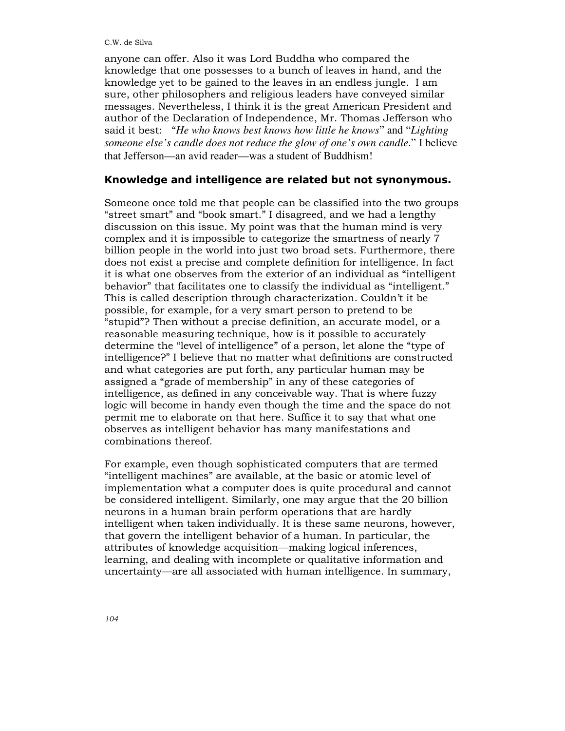anyone can offer. Also it was Lord Buddha who compared the knowledge that one possesses to a bunch of leaves in hand, and the knowledge yet to be gained to the leaves in an endless jungle. I am sure, other philosophers and religious leaders have conveyed similar messages. Nevertheless, I think it is the great American President and author of the Declaration of Independence, Mr. Thomas Jefferson who said it best: "*He who knows best knows how little he knows*" and "*Lighting someone else's candle does not reduce the glow of one's own candle*." I believe that Jefferson—an avid reader—was a student of Buddhism!

## Knowledge and intelligence are related but not synonymous.

Someone once told me that people can be classified into the two groups "street smart" and "book smart." I disagreed, and we had a lengthy discussion on this issue. My point was that the human mind is very complex and it is impossible to categorize the smartness of nearly 7 billion people in the world into just two broad sets. Furthermore, there does not exist a precise and complete definition for intelligence. In fact it is what one observes from the exterior of an individual as "intelligent behavior" that facilitates one to classify the individual as "intelligent." This is called description through characterization. Couldn't it be possible, for example, for a very smart person to pretend to be "stupid"? Then without a precise definition, an accurate model, or a reasonable measuring technique, how is it possible to accurately determine the "level of intelligence" of a person, let alone the "type of intelligence?" I believe that no matter what definitions are constructed and what categories are put forth, any particular human may be assigned a "grade of membership" in any of these categories of intelligence, as defined in any conceivable way. That is where fuzzy logic will become in handy even though the time and the space do not permit me to elaborate on that here. Suffice it to say that what one observes as intelligent behavior has many manifestations and combinations thereof.

For example, even though sophisticated computers that are termed "intelligent machines" are available, at the basic or atomic level of implementation what a computer does is quite procedural and cannot be considered intelligent. Similarly, one may argue that the 20 billion neurons in a human brain perform operations that are hardly intelligent when taken individually. It is these same neurons, however, that govern the intelligent behavior of a human. In particular, the attributes of knowledge acquisition—making logical inferences, learning, and dealing with incomplete or qualitative information and uncertainty—are all associated with human intelligence. In summary,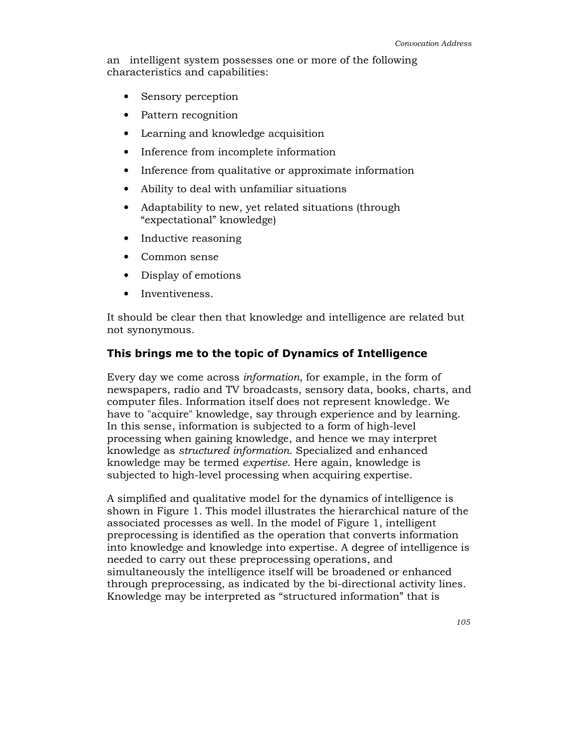an intelligent system possesses one or more of the following characteristics and capabilities:

- Sensory perception
- Pattern recognition
- Learning and knowledge acquisition
- Inference from incomplete information
- Inference from qualitative or approximate information
- Ability to deal with unfamiliar situations
- Adaptability to new, yet related situations (through "expectational" knowledge)
- Inductive reasoning
- Common sense
- Display of emotions
- Inventiveness.

It should be clear then that knowledge and intelligence are related but not synonymous.

### This brings me to the topic of Dynamics of Intelligence

Every day we come across *information*, for example, in the form of newspapers, radio and TV broadcasts, sensory data, books, charts, and computer files. Information itself does not represent knowledge. We have to "acquire" knowledge, say through experience and by learning. In this sense, information is subjected to a form of high-level processing when gaining knowledge, and hence we may interpret knowledge as *structured information*. Specialized and enhanced knowledge may be termed *expertise*. Here again, knowledge is subjected to high-level processing when acquiring expertise.

A simplified and qualitative model for the dynamics of intelligence is shown in Figure 1. This model illustrates the hierarchical nature of the associated processes as well. In the model of Figure 1, intelligent preprocessing is identified as the operation that converts information into knowledge and knowledge into expertise. A degree of intelligence is needed to carry out these preprocessing operations, and simultaneously the intelligence itself will be broadened or enhanced through preprocessing, as indicated by the bi-directional activity lines. Knowledge may be interpreted as "structured information" that is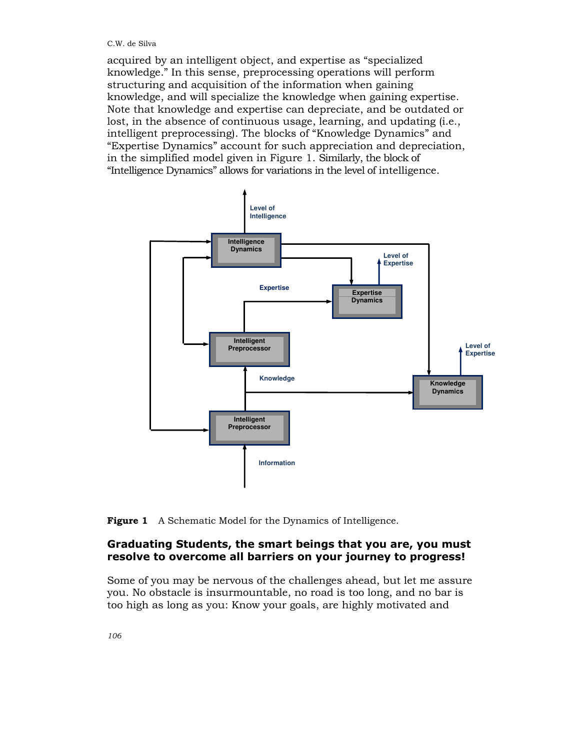acquired by an intelligent object, and expertise as "specialized knowledge." In this sense, preprocessing operations will perform structuring and acquisition of the information when gaining knowledge, and will specialize the knowledge when gaining expertise. Note that knowledge and expertise can depreciate, and be outdated or lost, in the absence of continuous usage, learning, and updating (i.e., intelligent preprocessing). The blocks of "Knowledge Dynamics" and "Expertise Dynamics" account for such appreciation and depreciation, in the simplified model given in Figure 1. Similarly, the block of "Intelligence Dynamics" allows for variations in the level of intelligence.

**Figure 1** A Schematic Model for the Dynamics of Intelligence.

## Graduating Students, the smart beings that you are, you must resolve to overcome all barriers on your journey to progress!

Some of you may be nervous of the challenges ahead, but let me assure you. No obstacle is insurmountable, no road is too long, and no bar is too high as long as you: Know your goals, are highly motivated and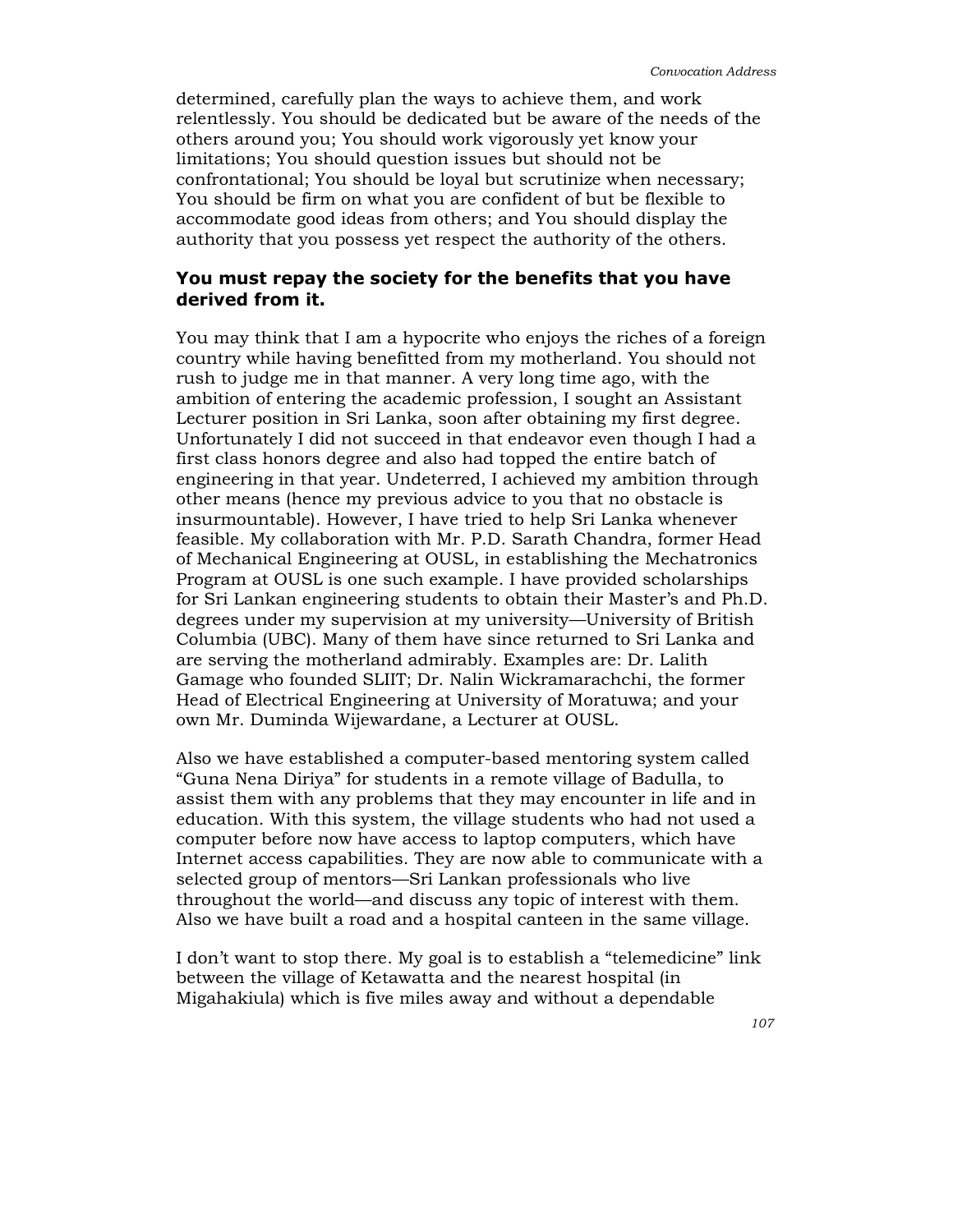determined, carefully plan the ways to achieve them, and work relentlessly. You should be dedicated but be aware of the needs of the others around you; You should work vigorously yet know your limitations; You should question issues but should not be confrontational; You should be loyal but scrutinize when necessary; You should be firm on what you are confident of but be flexible to accommodate good ideas from others; and You should display the authority that you possess yet respect the authority of the others.

### You must repay the society for the benefits that you have derived from it.

You may think that I am a hypocrite who enjoys the riches of a foreign country while having benefitted from my motherland. You should not rush to judge me in that manner. A very long time ago, with the ambition of entering the academic profession, I sought an Assistant Lecturer position in Sri Lanka, soon after obtaining my first degree. Unfortunately I did not succeed in that endeavor even though I had a first class honors degree and also had topped the entire batch of engineering in that year. Undeterred, I achieved my ambition through other means (hence my previous advice to you that no obstacle is insurmountable). However, I have tried to help Sri Lanka whenever feasible. My collaboration with Mr. P.D. Sarath Chandra, former Head of Mechanical Engineering at OUSL, in establishing the Mechatronics Program at OUSL is one such example. I have provided scholarships for Sri Lankan engineering students to obtain their Master's and Ph.D. degrees under my supervision at my university—University of British Columbia (UBC). Many of them have since returned to Sri Lanka and are serving the motherland admirably. Examples are: Dr. Lalith Gamage who founded SLIIT; Dr. Nalin Wickramarachchi, the former Head of Electrical Engineering at University of Moratuwa; and your own Mr. Duminda Wijewardane, a Lecturer at OUSL.

Also we have established a computer-based mentoring system called "Guna Nena Diriya" for students in a remote village of Badulla, to assist them with any problems that they may encounter in life and in education. With this system, the village students who had not used a computer before now have access to laptop computers, which have Internet access capabilities. They are now able to communicate with a selected group of mentors—Sri Lankan professionals who live throughout the world—and discuss any topic of interest with them. Also we have built a road and a hospital canteen in the same village.

I don't want to stop there. My goal is to establish a "telemedicine" link between the village of Ketawatta and the nearest hospital (in Migahakiula) which is five miles away and without a dependable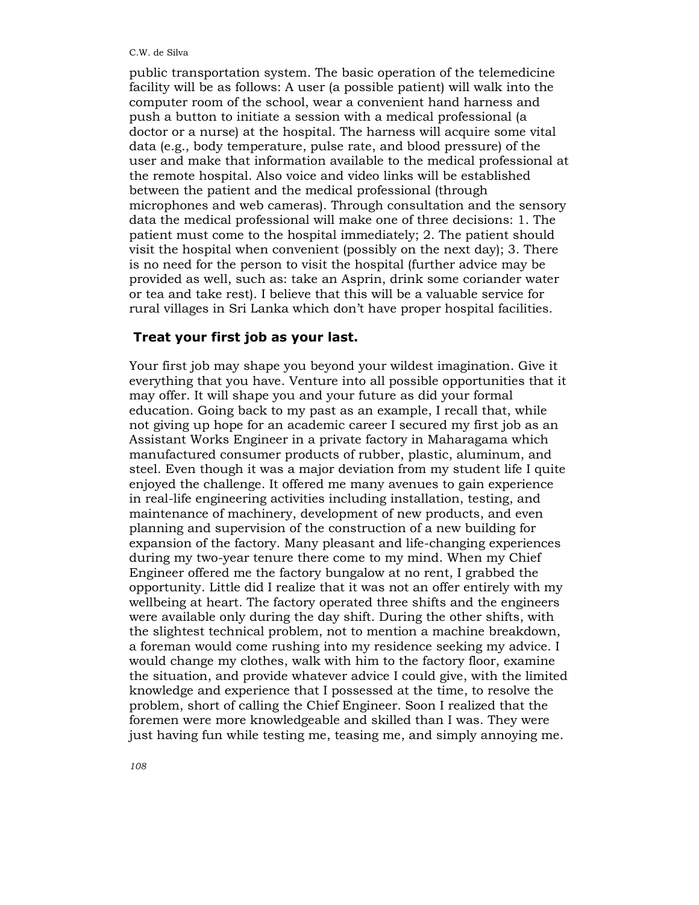public transportation system. The basic operation of the telemedicine facility will be as follows: A user (a possible patient) will walk into the computer room of the school, wear a convenient hand harness and push a button to initiate a session with a medical professional (a doctor or a nurse) at the hospital. The harness will acquire some vital data (e.g., body temperature, pulse rate, and blood pressure) of the user and make that information available to the medical professional at the remote hospital. Also voice and video links will be established between the patient and the medical professional (through microphones and web cameras). Through consultation and the sensory data the medical professional will make one of three decisions: 1. The patient must come to the hospital immediately; 2. The patient should visit the hospital when convenient (possibly on the next day); 3. There is no need for the person to visit the hospital (further advice may be provided as well, such as: take an Asprin, drink some coriander water or tea and take rest). I believe that this will be a valuable service for rural villages in Sri Lanka which don't have proper hospital facilities.

## Treat your first job as your last.

Your first job may shape you beyond your wildest imagination. Give it everything that you have. Venture into all possible opportunities that it may offer. It will shape you and your future as did your formal education. Going back to my past as an example, I recall that, while not giving up hope for an academic career I secured my first job as an Assistant Works Engineer in a private factory in Maharagama which manufactured consumer products of rubber, plastic, aluminum, and steel. Even though it was a major deviation from my student life I quite enjoyed the challenge. It offered me many avenues to gain experience in real-life engineering activities including installation, testing, and maintenance of machinery, development of new products, and even planning and supervision of the construction of a new building for expansion of the factory. Many pleasant and life-changing experiences during my two-year tenure there come to my mind. When my Chief Engineer offered me the factory bungalow at no rent, I grabbed the opportunity. Little did I realize that it was not an offer entirely with my wellbeing at heart. The factory operated three shifts and the engineers were available only during the day shift. During the other shifts, with the slightest technical problem, not to mention a machine breakdown, a foreman would come rushing into my residence seeking my advice. I would change my clothes, walk with him to the factory floor, examine the situation, and provide whatever advice I could give, with the limited knowledge and experience that I possessed at the time, to resolve the problem, short of calling the Chief Engineer. Soon I realized that the foremen were more knowledgeable and skilled than I was. They were just having fun while testing me, teasing me, and simply annoying me.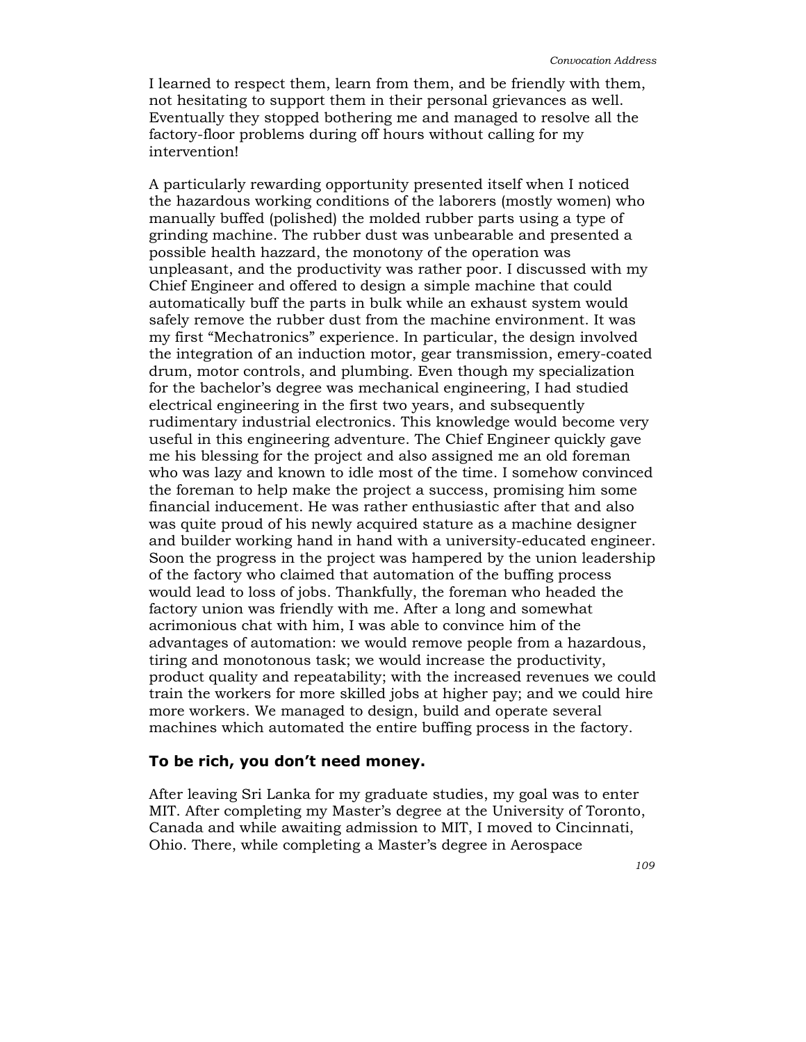I learned to respect them, learn from them, and be friendly with them, not hesitating to support them in their personal grievances as well. Eventually they stopped bothering me and managed to resolve all the factory-floor problems during off hours without calling for my intervention!

A particularly rewarding opportunity presented itself when I noticed the hazardous working conditions of the laborers (mostly women) who manually buffed (polished) the molded rubber parts using a type of grinding machine. The rubber dust was unbearable and presented a possible health hazzard, the monotony of the operation was unpleasant, and the productivity was rather poor. I discussed with my Chief Engineer and offered to design a simple machine that could automatically buff the parts in bulk while an exhaust system would safely remove the rubber dust from the machine environment. It was my first "Mechatronics" experience. In particular, the design involved the integration of an induction motor, gear transmission, emery-coated drum, motor controls, and plumbing. Even though my specialization for the bachelor's degree was mechanical engineering, I had studied electrical engineering in the first two years, and subsequently rudimentary industrial electronics. This knowledge would become very useful in this engineering adventure. The Chief Engineer quickly gave me his blessing for the project and also assigned me an old foreman who was lazy and known to idle most of the time. I somehow convinced the foreman to help make the project a success, promising him some financial inducement. He was rather enthusiastic after that and also was quite proud of his newly acquired stature as a machine designer and builder working hand in hand with a university-educated engineer. Soon the progress in the project was hampered by the union leadership of the factory who claimed that automation of the buffing process would lead to loss of jobs. Thankfully, the foreman who headed the factory union was friendly with me. After a long and somewhat acrimonious chat with him, I was able to convince him of the advantages of automation: we would remove people from a hazardous, tiring and monotonous task; we would increase the productivity, product quality and repeatability; with the increased revenues we could train the workers for more skilled jobs at higher pay; and we could hire more workers. We managed to design, build and operate several machines which automated the entire buffing process in the factory.

### To be rich, you don't need money.

After leaving Sri Lanka for my graduate studies, my goal was to enter MIT. After completing my Master's degree at the University of Toronto, Canada and while awaiting admission to MIT, I moved to Cincinnati, Ohio. There, while completing a Master's degree in Aerospace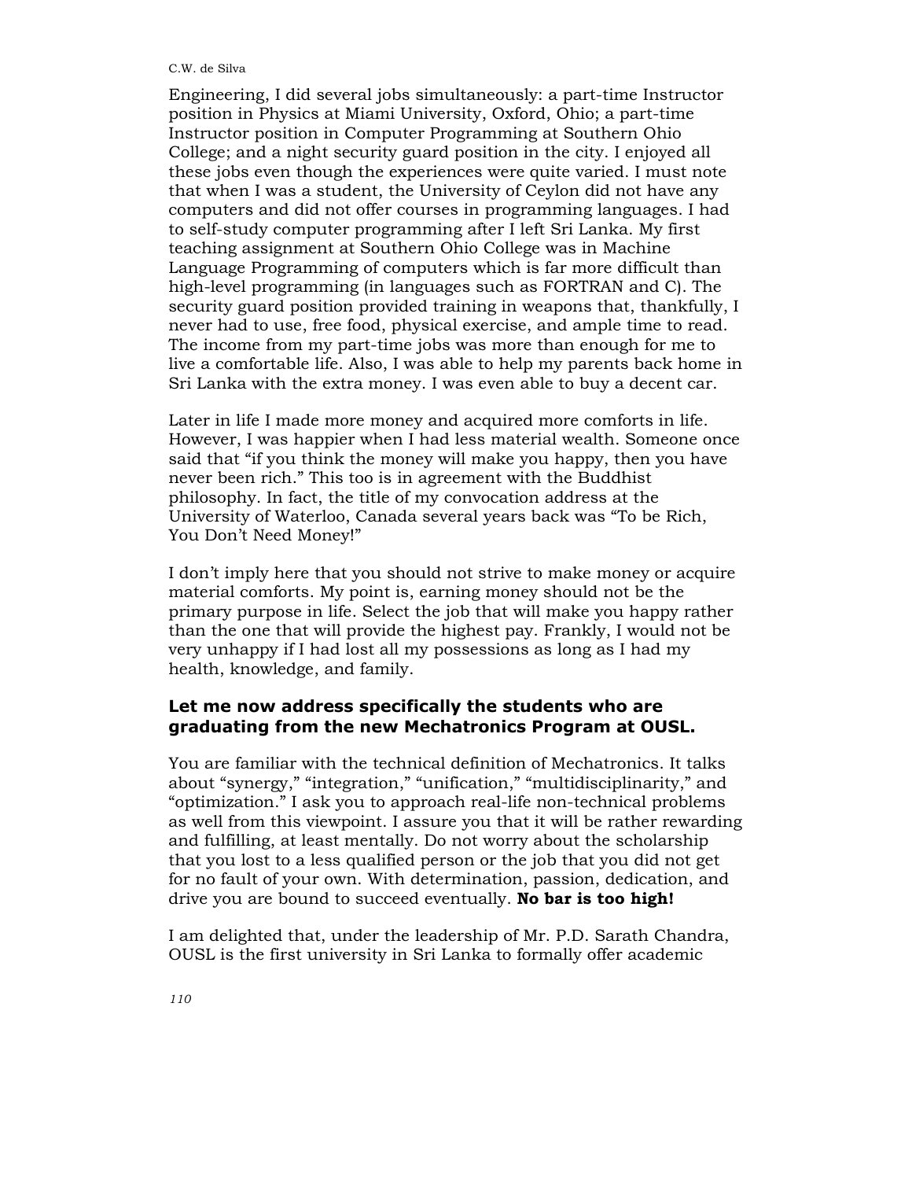Engineering, I did several jobs simultaneously: a part-time Instructor position in Physics at Miami University, Oxford, Ohio; a part-time Instructor position in Computer Programming at Southern Ohio College; and a night security guard position in the city. I enjoyed all these jobs even though the experiences were quite varied. I must note that when I was a student, the University of Ceylon did not have any computers and did not offer courses in programming languages. I had to self-study computer programming after I left Sri Lanka. My first teaching assignment at Southern Ohio College was in Machine Language Programming of computers which is far more difficult than high-level programming (in languages such as FORTRAN and C). The security guard position provided training in weapons that, thankfully, I never had to use, free food, physical exercise, and ample time to read. The income from my part-time jobs was more than enough for me to live a comfortable life. Also, I was able to help my parents back home in Sri Lanka with the extra money. I was even able to buy a decent car.

Later in life I made more money and acquired more comforts in life. However, I was happier when I had less material wealth. Someone once said that "if you think the money will make you happy, then you have never been rich." This too is in agreement with the Buddhist philosophy. In fact, the title of my convocation address at the University of Waterloo, Canada several years back was "To be Rich, You Don't Need Money!"

I don't imply here that you should not strive to make money or acquire material comforts. My point is, earning money should not be the primary purpose in life. Select the job that will make you happy rather than the one that will provide the highest pay. Frankly, I would not be very unhappy if I had lost all my possessions as long as I had my health, knowledge, and family.

### Let me now address specifically the students who are graduating from the new Mechatronics Program at OUSL.

You are familiar with the technical definition of Mechatronics. It talks about "synergy," "integration," "unification," "multidisciplinarity," and "optimization." I ask you to approach real-life non-technical problems as well from this viewpoint. I assure you that it will be rather rewarding and fulfilling, at least mentally. Do not worry about the scholarship that you lost to a less qualified person or the job that you did not get for no fault of your own. With determination, passion, dedication, and drive you are bound to succeed eventually. **No bar is too high!**

I am delighted that, under the leadership of Mr. P.D. Sarath Chandra, OUSL is the first university in Sri Lanka to formally offer academic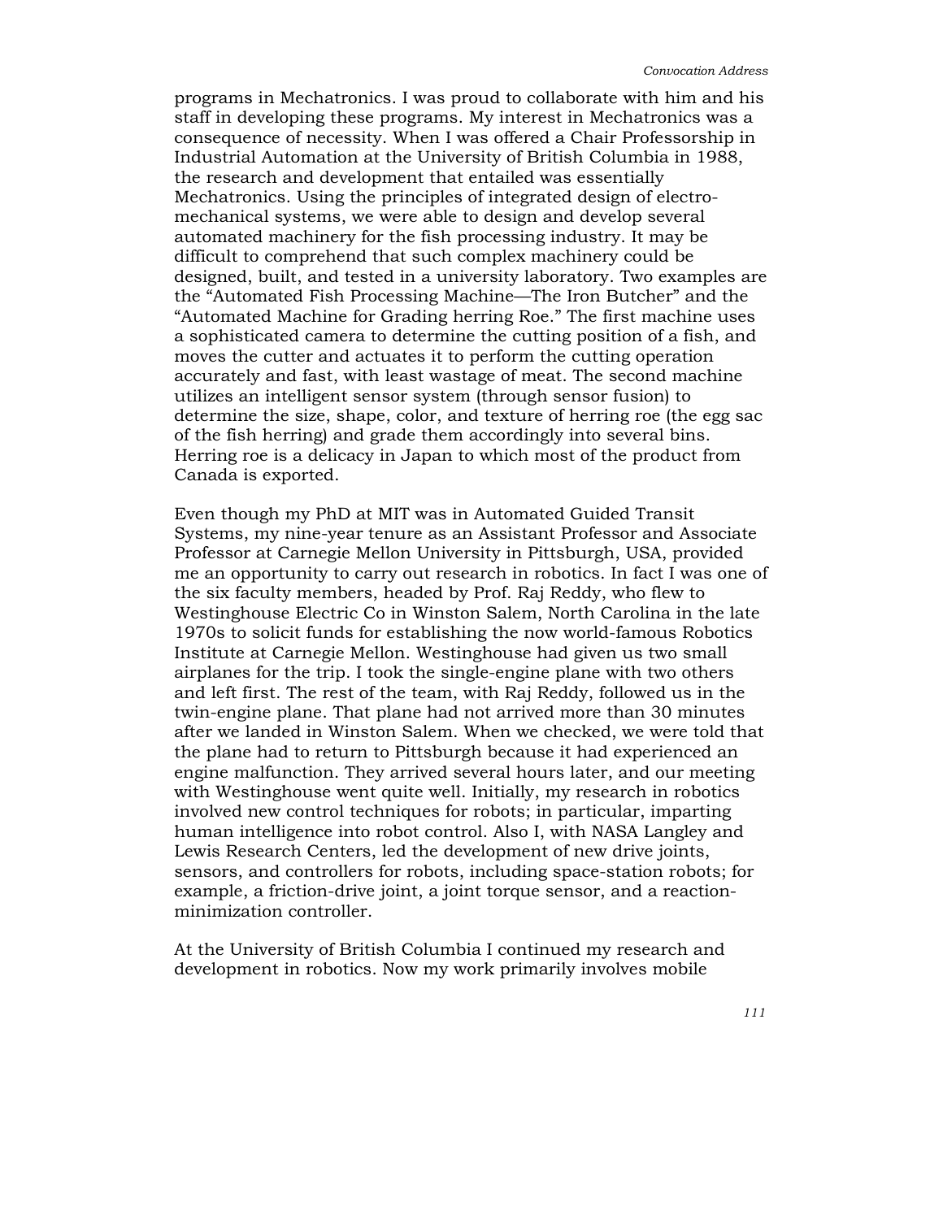programs in Mechatronics. I was proud to collaborate with him and his staff in developing these programs. My interest in Mechatronics was a consequence of necessity. When I was offered a Chair Professorship in Industrial Automation at the University of British Columbia in 1988, the research and development that entailed was essentially Mechatronics. Using the principles of integrated design of electro-mechanical systems, we were able to design and develop several automated machinery for the fish processing industry. It may be difficult to comprehend that such complex machinery could be designed, built, and tested in a university laboratory. Two examples are the "Automated Fish Processing Machine—The Iron Butcher" and the "Automated Machine for Grading herring Roe." The first machine uses a sophisticated camera to determine the cutting position of a fish, and moves the cutter and actuates it to perform the cutting operation accurately and fast, with least wastage of meat. The second machine utilizes an intelligent sensor system (through sensor fusion) to determine the size, shape, color, and texture of herring roe (the egg sac of the fish herring) and grade them accordingly into several bins. Herring roe is a delicacy in Japan to which most of the product from Canada is exported.

Even though my PhD at MIT was in Automated Guided Transit Systems, my nine-year tenure as an Assistant Professor and Associate Professor at Carnegie Mellon University in Pittsburgh, USA, provided me an opportunity to carry out research in robotics. In fact I was one of the six faculty members, headed by Prof. Raj Reddy, who flew to Westinghouse Electric Co in Winston Salem, North Carolina in the late 1970s to solicit funds for establishing the now world-famous Robotics Institute at Carnegie Mellon. Westinghouse had given us two small airplanes for the trip. I took the single-engine plane with two others and left first. The rest of the team, with Raj Reddy, followed us in the twin-engine plane. That plane had not arrived more than 30 minutes after we landed in Winston Salem. When we checked, we were told that the plane had to return to Pittsburgh because it had experienced an engine malfunction. They arrived several hours later, and our meeting with Westinghouse went quite well. Initially, my research in robotics involved new control techniques for robots; in particular, imparting human intelligence into robot control. Also I, with NASA Langley and Lewis Research Centers, led the development of new drive joints, sensors, and controllers for robots, including space-station robots; for example, a friction-drive joint, a joint torque sensor, and a reaction-minimization controller.

At the University of British Columbia I continued my research and development in robotics. Now my work primarily involves mobile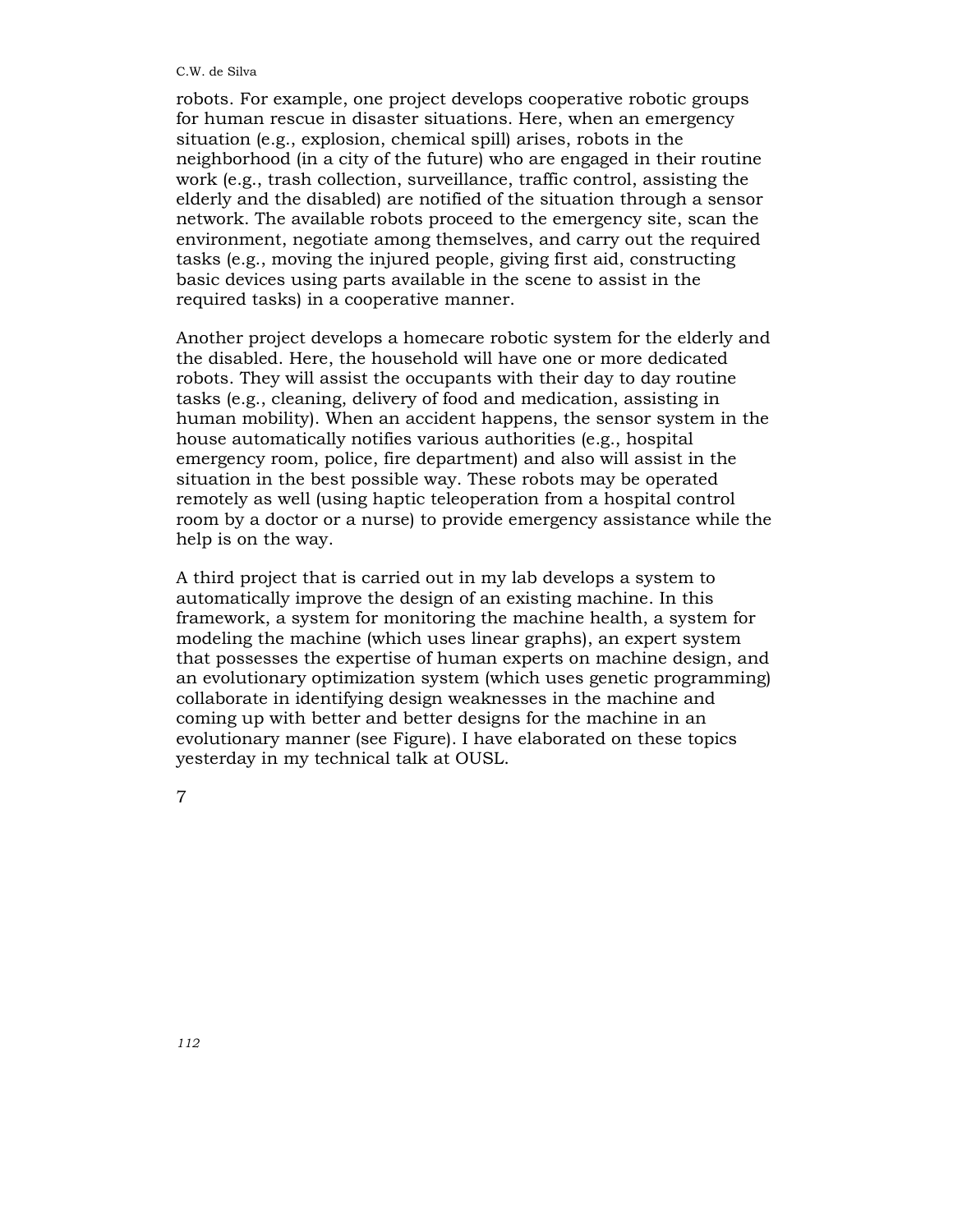robots. For example, one project develops cooperative robotic groups for human rescue in disaster situations. Here, when an emergency situation (e.g., explosion, chemical spill) arises, robots in the neighborhood (in a city of the future) who are engaged in their routine work (e.g., trash collection, surveillance, traffic control, assisting the elderly and the disabled) are notified of the situation through a sensor network. The available robots proceed to the emergency site, scan the environment, negotiate among themselves, and carry out the required tasks (e.g., moving the injured people, giving first aid, constructing basic devices using parts available in the scene to assist in the required tasks) in a cooperative manner.

Another project develops a homecare robotic system for the elderly and the disabled. Here, the household will have one or more dedicated robots. They will assist the occupants with their day to day routine tasks (e.g., cleaning, delivery of food and medication, assisting in human mobility). When an accident happens, the sensor system in the house automatically notifies various authorities (e.g., hospital emergency room, police, fire department) and also will assist in the situation in the best possible way. These robots may be operated remotely as well (using haptic teleoperation from a hospital control room by a doctor or a nurse) to provide emergency assistance while the help is on the way.

A third project that is carried out in my lab develops a system to automatically improve the design of an existing machine. In this framework, a system for monitoring the machine health, a system for modeling the machine (which uses linear graphs), an expert system that possesses the expertise of human experts on machine design, and an evolutionary optimization system (which uses genetic programming) collaborate in identifying design weaknesses in the machine and coming up with better and better designs for the machine in an evolutionary manner (see Figure). I have elaborated on these topics yesterday in my technical talk at OUSL.

7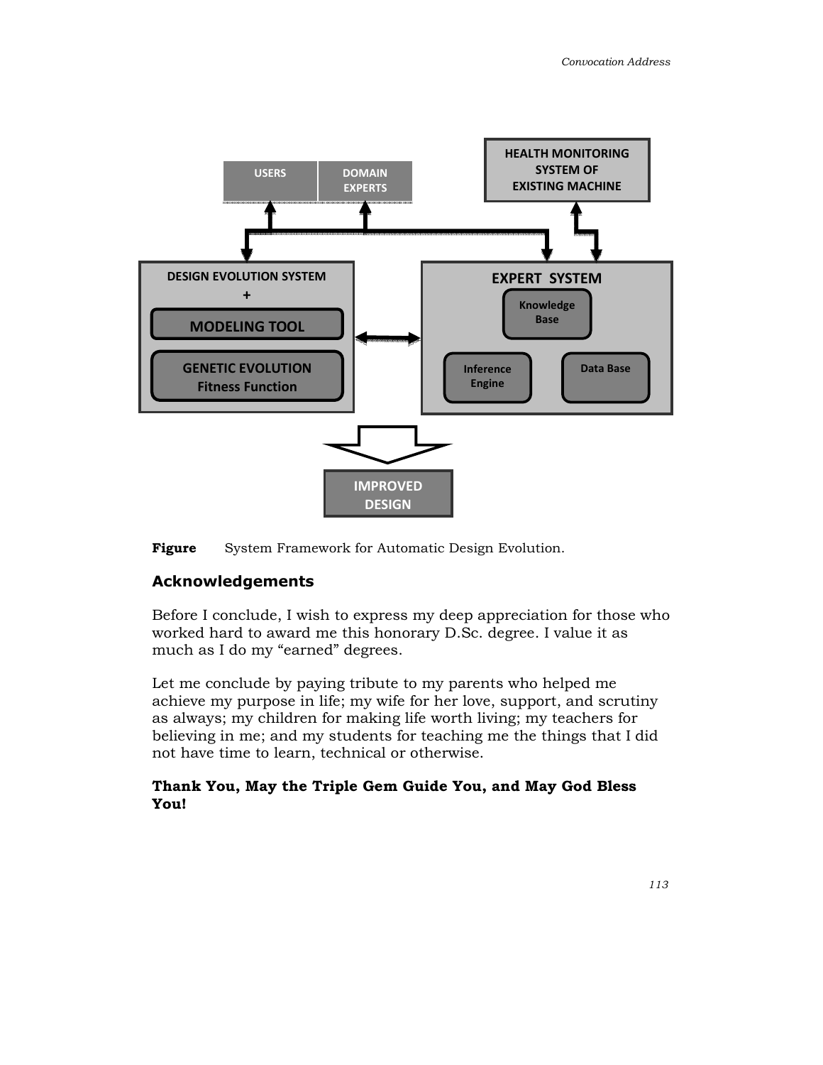USERS

DOMAIN EXPERTS

HEALTH MONITORING SYSTEM OF EXISTING MACHINE

DESIGN EVOLUTION SYSTEM +

MODELING TOOL

GENETIC EVOLUTION Fitness Function

EXPERT SYSTEM

Knowledge Base

Inference Engine

Data Base

IMPROVED DESIGN

**Figure** System Framework for Automatic Design Evolution.

## Acknowledgements

Before I conclude, I wish to express my deep appreciation for those who worked hard to award me this honorary D.Sc. degree. I value it as much as I do my "earned" degrees.

Let me conclude by paying tribute to my parents who helped me achieve my purpose in life; my wife for her love, support, and scrutiny as always; my children for making life worth living; my teachers for believing in me; and my students for teaching me the things that I did not have time to learn, technical or otherwise.

**Thank You, May the Triple Gem Guide You, and May God Bless You!**